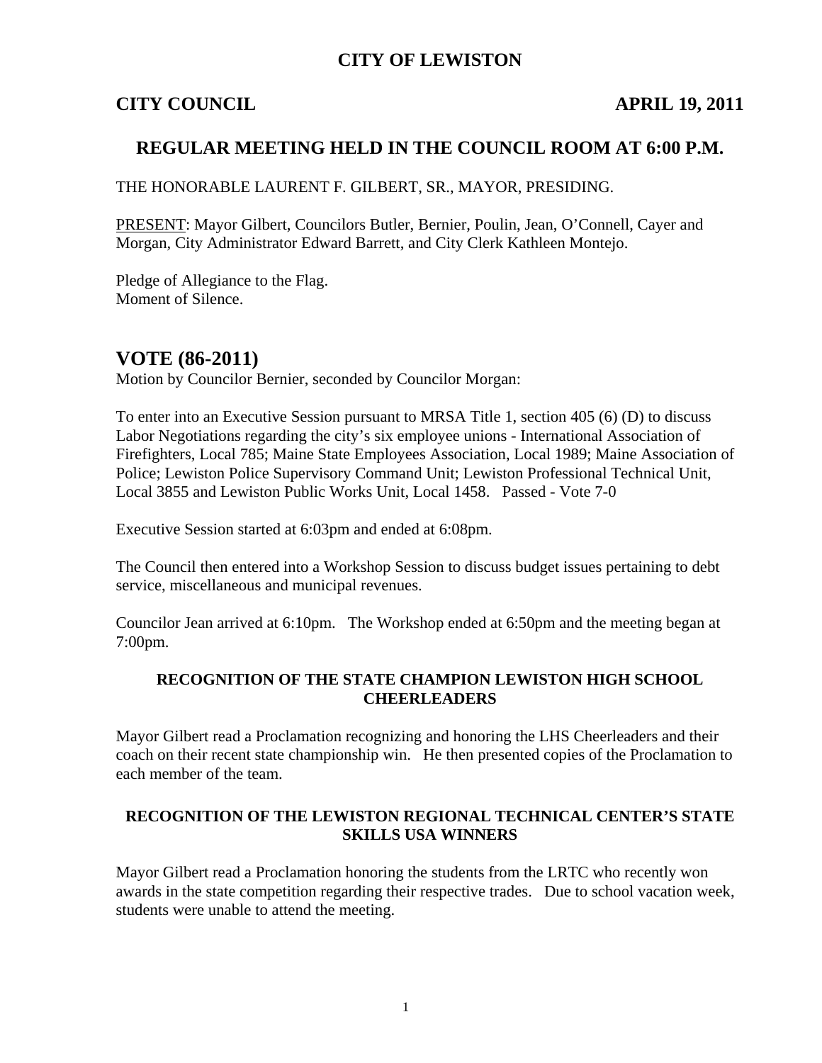# CITY OF LEWISTON

**CITY COUNCIL** **APRIL 19, 2011**

## REGULAR MEETING HELD IN THE COUNCIL ROOM AT 6:00 P.M.

THE HONORABLE LAURENT F. GILBERT, SR., MAYOR, PRESIDING.

PRESENT: Mayor Gilbert, Councilors Butler, Bernier, Poulin, Jean, O'Connell, Cayer and Morgan, City Administrator Edward Barrett, and City Clerk Kathleen Montejo.

Pledge of Allegiance to the Flag.
Moment of Silence.

## VOTE (86-2011)

Motion by Councilor Bernier, seconded by Councilor Morgan:

To enter into an Executive Session pursuant to MRSA Title 1, section 405 (6) (D) to discuss Labor Negotiations regarding the city's six employee unions - International Association of Firefighters, Local 785; Maine State Employees Association, Local 1989; Maine Association of Police; Lewiston Police Supervisory Command Unit; Lewiston Professional Technical Unit, Local 3855 and Lewiston Public Works Unit, Local 1458. Passed - Vote 7-0

Executive Session started at 6:03pm and ended at 6:08pm.

The Council then entered into a Workshop Session to discuss budget issues pertaining to debt service, miscellaneous and municipal revenues.

Councilor Jean arrived at 6:10pm. The Workshop ended at 6:50pm and the meeting began at 7:00pm.

### RECOGNITION OF THE STATE CHAMPION LEWISTON HIGH SCHOOL CHEERLEADERS

Mayor Gilbert read a Proclamation recognizing and honoring the LHS Cheerleaders and their coach on their recent state championship win. He then presented copies of the Proclamation to each member of the team.

### RECOGNITION OF THE LEWISTON REGIONAL TECHNICAL CENTER'S STATE SKILLS USA WINNERS

Mayor Gilbert read a Proclamation honoring the students from the LRTC who recently won awards in the state competition regarding their respective trades. Due to school vacation week, students were unable to attend the meeting.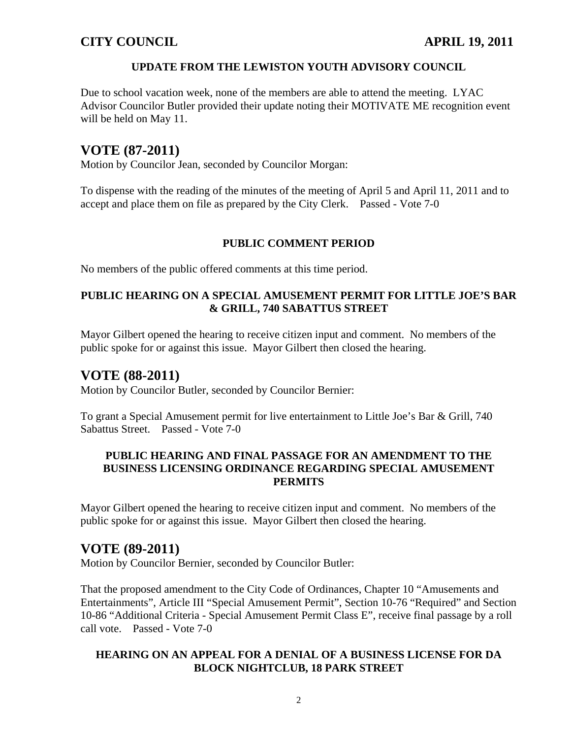### UPDATE FROM THE LEWISTON YOUTH ADVISORY COUNCIL

Due to school vacation week, none of the members are able to attend the meeting. LYAC Advisor Councilor Butler provided their update noting their MOTIVATE ME recognition event will be held on May 11.

## VOTE (87-2011)

Motion by Councilor Jean, seconded by Councilor Morgan:

To dispense with the reading of the minutes of the meeting of April 5 and April 11, 2011 and to accept and place them on file as prepared by the City Clerk. Passed - Vote 7-0

### PUBLIC COMMENT PERIOD

No members of the public offered comments at this time period.

### PUBLIC HEARING ON A SPECIAL AMUSEMENT PERMIT FOR LITTLE JOE'S BAR & GRILL, 740 SABATTUS STREET

Mayor Gilbert opened the hearing to receive citizen input and comment. No members of the public spoke for or against this issue. Mayor Gilbert then closed the hearing.

## VOTE (88-2011)

Motion by Councilor Butler, seconded by Councilor Bernier:

To grant a Special Amusement permit for live entertainment to Little Joe's Bar & Grill, 740 Sabattus Street. Passed - Vote 7-0

### PUBLIC HEARING AND FINAL PASSAGE FOR AN AMENDMENT TO THE BUSINESS LICENSING ORDINANCE REGARDING SPECIAL AMUSEMENT PERMITS

Mayor Gilbert opened the hearing to receive citizen input and comment. No members of the public spoke for or against this issue. Mayor Gilbert then closed the hearing.

## VOTE (89-2011)

Motion by Councilor Bernier, seconded by Councilor Butler:

That the proposed amendment to the City Code of Ordinances, Chapter 10 "Amusements and Entertainments", Article III "Special Amusement Permit", Section 10-76 "Required" and Section 10-86 "Additional Criteria - Special Amusement Permit Class E", receive final passage by a roll call vote. Passed - Vote 7-0

### HEARING ON AN APPEAL FOR A DENIAL OF A BUSINESS LICENSE FOR DA BLOCK NIGHTCLUB, 18 PARK STREET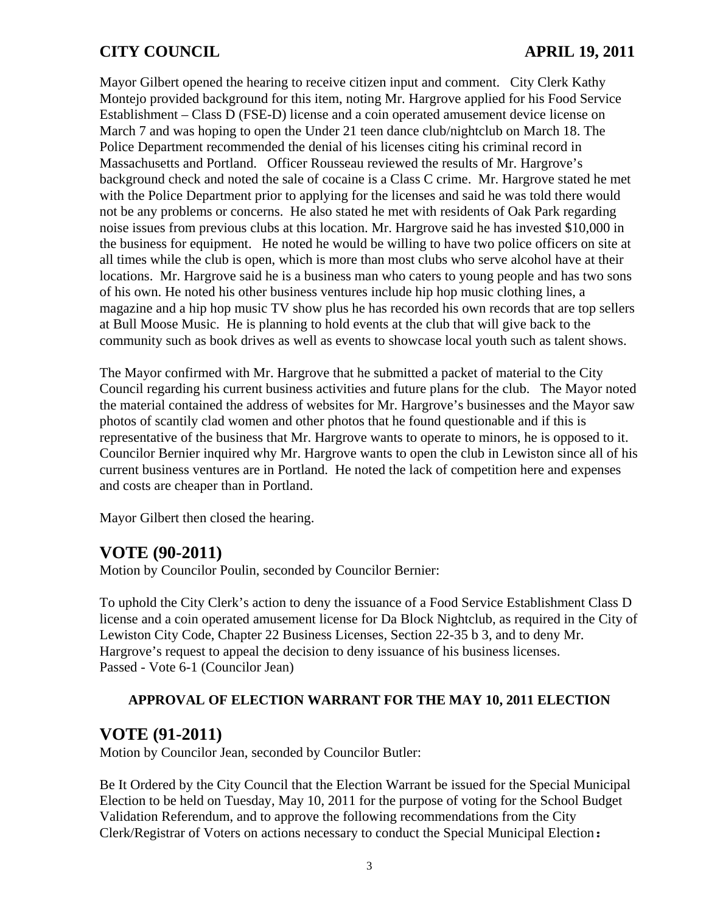Mayor Gilbert opened the hearing to receive citizen input and comment. City Clerk Kathy Montejo provided background for this item, noting Mr. Hargrove applied for his Food Service Establishment – Class D (FSE-D) license and a coin operated amusement device license on March 7 and was hoping to open the Under 21 teen dance club/nightclub on March 18. The Police Department recommended the denial of his licenses citing his criminal record in Massachusetts and Portland. Officer Rousseau reviewed the results of Mr. Hargrove's background check and noted the sale of cocaine is a Class C crime. Mr. Hargrove stated he met with the Police Department prior to applying for the licenses and said he was told there would not be any problems or concerns. He also stated he met with residents of Oak Park regarding noise issues from previous clubs at this location. Mr. Hargrove said he has invested $10,000 in the business for equipment. He noted he would be willing to have two police officers on site at all times while the club is open, which is more than most clubs who serve alcohol have at their locations. Mr. Hargrove said he is a business man who caters to young people and has two sons of his own. He noted his other business ventures include hip hop music clothing lines, a magazine and a hip hop music TV show plus he has recorded his own records that are top sellers at Bull Moose Music. He is planning to hold events at the club that will give back to the community such as book drives as well as events to showcase local youth such as talent shows.

The Mayor confirmed with Mr. Hargrove that he submitted a packet of material to the City Council regarding his current business activities and future plans for the club. The Mayor noted the material contained the address of websites for Mr. Hargrove's businesses and the Mayor saw photos of scantily clad women and other photos that he found questionable and if this is representative of the business that Mr. Hargrove wants to operate to minors, he is opposed to it. Councilor Bernier inquired why Mr. Hargrove wants to open the club in Lewiston since all of his current business ventures are in Portland. He noted the lack of competition here and expenses and costs are cheaper than in Portland.

Mayor Gilbert then closed the hearing.

## VOTE (90-2011)

Motion by Councilor Poulin, seconded by Councilor Bernier:

To uphold the City Clerk's action to deny the issuance of a Food Service Establishment Class D license and a coin operated amusement license for Da Block Nightclub, as required in the City of Lewiston City Code, Chapter 22 Business Licenses, Section 22-35 b 3, and to deny Mr. Hargrove's request to appeal the decision to deny issuance of his business licenses.
Passed - Vote 6-1 (Councilor Jean)

### APPROVAL OF ELECTION WARRANT FOR THE MAY 10, 2011 ELECTION

## VOTE (91-2011)

Motion by Councilor Jean, seconded by Councilor Butler:

Be It Ordered by the City Council that the Election Warrant be issued for the Special Municipal Election to be held on Tuesday, May 10, 2011 for the purpose of voting for the School Budget Validation Referendum, and to approve the following recommendations from the City Clerk/Registrar of Voters on actions necessary to conduct the Special Municipal Election: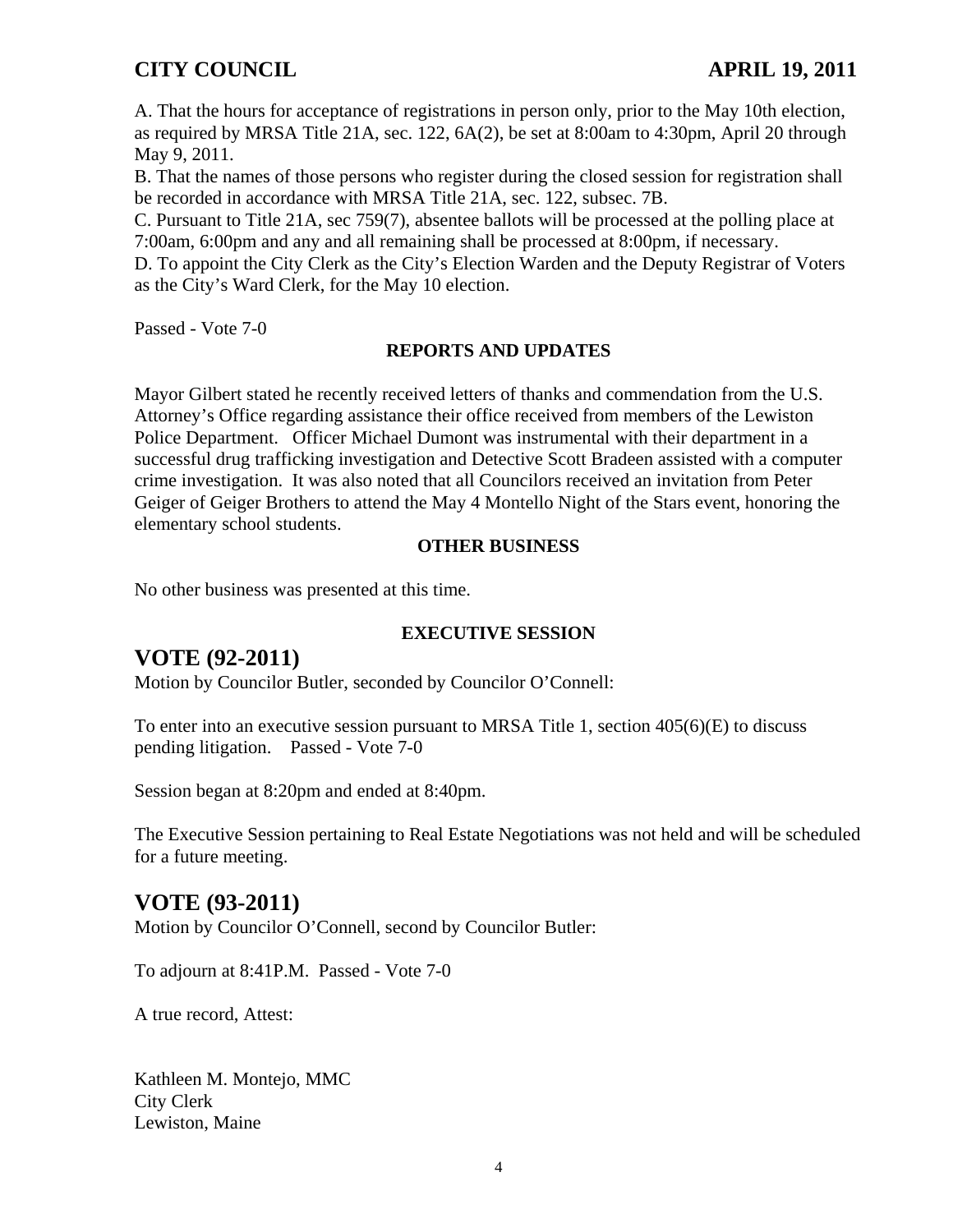A. That the hours for acceptance of registrations in person only, prior to the May 10th election, as required by MRSA Title 21A, sec. 122, 6A(2), be set at 8:00am to 4:30pm, April 20 through May 9, 2011.
B. That the names of those persons who register during the closed session for registration shall be recorded in accordance with MRSA Title 21A, sec. 122, subsec. 7B.
C. Pursuant to Title 21A, sec 759(7), absentee ballots will be processed at the polling place at 7:00am, 6:00pm and any and all remaining shall be processed at 8:00pm, if necessary.
D. To appoint the City Clerk as the City's Election Warden and the Deputy Registrar of Voters as the City's Ward Clerk, for the May 10 election.

Passed - Vote 7-0

**REPORTS AND UPDATES**

Mayor Gilbert stated he recently received letters of thanks and commendation from the U.S. Attorney's Office regarding assistance their office received from members of the Lewiston Police Department. Officer Michael Dumont was instrumental with their department in a successful drug trafficking investigation and Detective Scott Bradeen assisted with a computer crime investigation. It was also noted that all Councilors received an invitation from Peter Geiger of Geiger Brothers to attend the May 4 Montello Night of the Stars event, honoring the elementary school students.

**OTHER BUSINESS**

No other business was presented at this time.

**EXECUTIVE SESSION**

## VOTE (92-2011)

Motion by Councilor Butler, seconded by Councilor O'Connell:

To enter into an executive session pursuant to MRSA Title 1, section 405(6)(E) to discuss pending litigation. Passed - Vote 7-0

Session began at 8:20pm and ended at 8:40pm.

The Executive Session pertaining to Real Estate Negotiations was not held and will be scheduled for a future meeting.

## VOTE (93-2011)

Motion by Councilor O'Connell, second by Councilor Butler:

To adjourn at 8:41P.M. Passed - Vote 7-0

A true record, Attest:

Kathleen M. Montejo, MMC
City Clerk
Lewiston, Maine